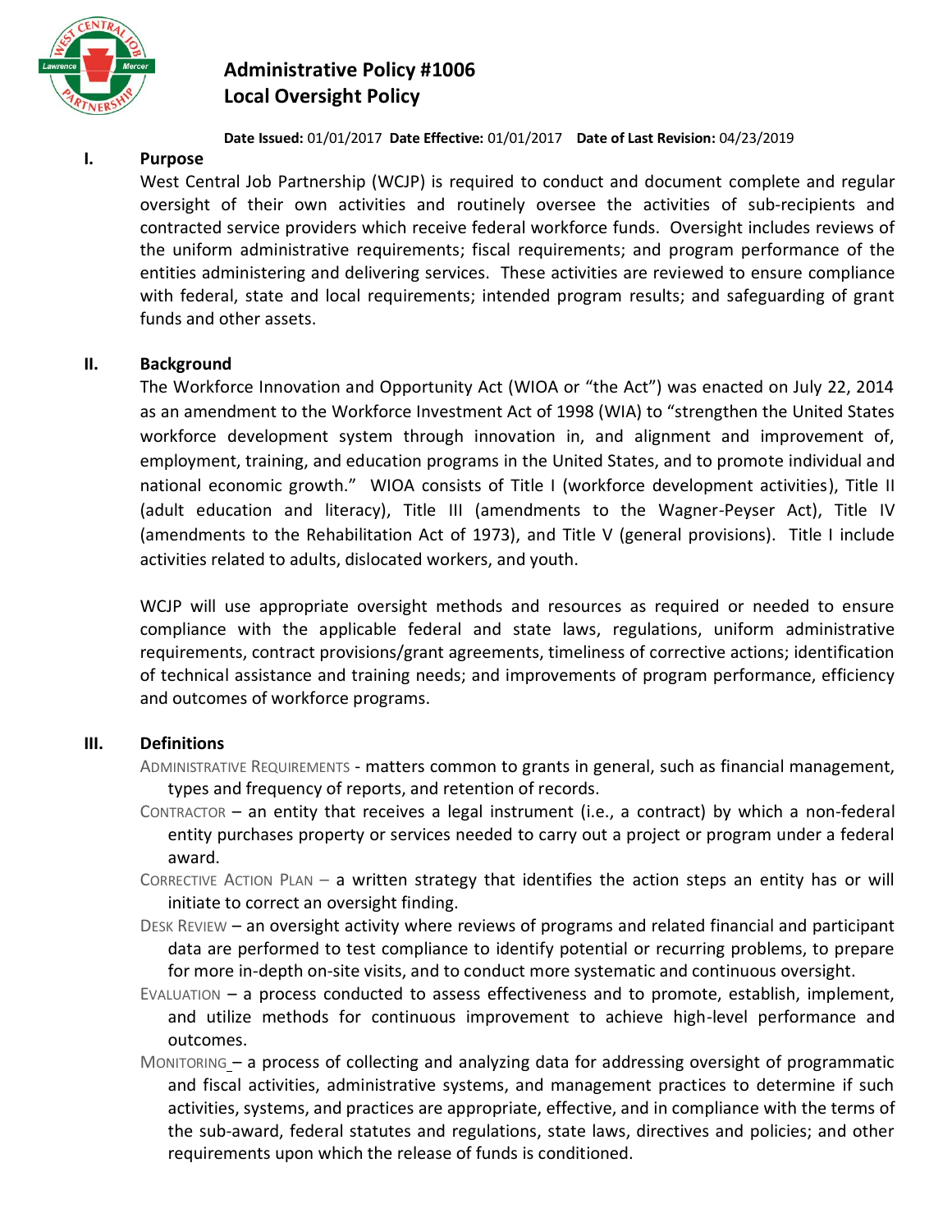# Administrative Policy #1006
# Local Oversight Policy

**Date Issued:** 01/01/2017 **Date Effective:** 01/01/2017 **Date of Last Revision:** 04/23/2019

## I. Purpose

West Central Job Partnership (WCJP) is required to conduct and document complete and regular oversight of their own activities and routinely oversee the activities of sub-recipients and contracted service providers which receive federal workforce funds. Oversight includes reviews of the uniform administrative requirements; fiscal requirements; and program performance of the entities administering and delivering services. These activities are reviewed to ensure compliance with federal, state and local requirements; intended program results; and safeguarding of grant funds and other assets.

## II. Background

The Workforce Innovation and Opportunity Act (WIOA or "the Act") was enacted on July 22, 2014 as an amendment to the Workforce Investment Act of 1998 (WIA) to "strengthen the United States workforce development system through innovation in, and alignment and improvement of, employment, training, and education programs in the United States, and to promote individual and national economic growth." WIOA consists of Title I (workforce development activities), Title II (adult education and literacy), Title III (amendments to the Wagner-Peyser Act), Title IV (amendments to the Rehabilitation Act of 1973), and Title V (general provisions). Title I include activities related to adults, dislocated workers, and youth.

WCJP will use appropriate oversight methods and resources as required or needed to ensure compliance with the applicable federal and state laws, regulations, uniform administrative requirements, contract provisions/grant agreements, timeliness of corrective actions; identification of technical assistance and training needs; and improvements of program performance, efficiency and outcomes of workforce programs.

## III. Definitions

ADMINISTRATIVE REQUIREMENTS - matters common to grants in general, such as financial management, types and frequency of reports, and retention of records.

CONTRACTOR – an entity that receives a legal instrument (i.e., a contract) by which a non-federal entity purchases property or services needed to carry out a project or program under a federal award.

CORRECTIVE ACTION PLAN – a written strategy that identifies the action steps an entity has or will initiate to correct an oversight finding.

DESK REVIEW – an oversight activity where reviews of programs and related financial and participant data are performed to test compliance to identify potential or recurring problems, to prepare for more in-depth on-site visits, and to conduct more systematic and continuous oversight.

EVALUATION – a process conducted to assess effectiveness and to promote, establish, implement, and utilize methods for continuous improvement to achieve high-level performance and outcomes.

MONITORING – a process of collecting and analyzing data for addressing oversight of programmatic and fiscal activities, administrative systems, and management practices to determine if such activities, systems, and practices are appropriate, effective, and in compliance with the terms of the sub-award, federal statutes and regulations, state laws, directives and policies; and other requirements upon which the release of funds is conditioned.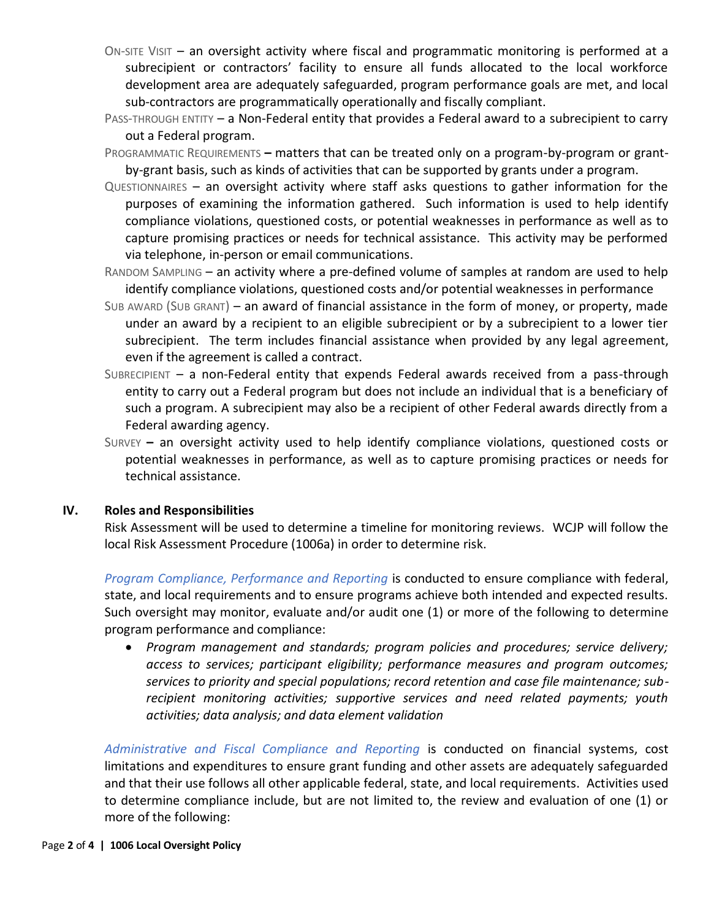ON-SITE VISIT – an oversight activity where fiscal and programmatic monitoring is performed at a subrecipient or contractors' facility to ensure all funds allocated to the local workforce development area are adequately safeguarded, program performance goals are met, and local sub-contractors are programmatically operationally and fiscally compliant.

PASS-THROUGH ENTITY – a Non-Federal entity that provides a Federal award to a subrecipient to carry out a Federal program.

PROGRAMMATIC REQUIREMENTS **–** matters that can be treated only on a program-by-program or grant-by-grant basis, such as kinds of activities that can be supported by grants under a program.

QUESTIONNAIRES – an oversight activity where staff asks questions to gather information for the purposes of examining the information gathered. Such information is used to help identify compliance violations, questioned costs, or potential weaknesses in performance as well as to capture promising practices or needs for technical assistance. This activity may be performed via telephone, in-person or email communications.

RANDOM SAMPLING – an activity where a pre-defined volume of samples at random are used to help identify compliance violations, questioned costs and/or potential weaknesses in performance

SUB AWARD (SUB GRANT) – an award of financial assistance in the form of money, or property, made under an award by a recipient to an eligible subrecipient or by a subrecipient to a lower tier subrecipient. The term includes financial assistance when provided by any legal agreement, even if the agreement is called a contract.

SUBRECIPIENT – a non-Federal entity that expends Federal awards received from a pass-through entity to carry out a Federal program but does not include an individual that is a beneficiary of such a program. A subrecipient may also be a recipient of other Federal awards directly from a Federal awarding agency.

SURVEY **–** an oversight activity used to help identify compliance violations, questioned costs or potential weaknesses in performance, as well as to capture promising practices or needs for technical assistance.

## IV. Roles and Responsibilities

Risk Assessment will be used to determine a timeline for monitoring reviews. WCJP will follow the local Risk Assessment Procedure (1006a) in order to determine risk.

*Program Compliance, Performance and Reporting* is conducted to ensure compliance with federal, state, and local requirements and to ensure programs achieve both intended and expected results. Such oversight may monitor, evaluate and/or audit one (1) or more of the following to determine program performance and compliance:

- *Program management and standards; program policies and procedures; service delivery; access to services; participant eligibility; performance measures and program outcomes; services to priority and special populations; record retention and case file maintenance; sub-recipient monitoring activities; supportive services and need related payments; youth activities; data analysis; and data element validation*

*Administrative and Fiscal Compliance and Reporting* is conducted on financial systems, cost limitations and expenditures to ensure grant funding and other assets are adequately safeguarded and that their use follows all other applicable federal, state, and local requirements. Activities used to determine compliance include, but are not limited to, the review and evaluation of one (1) or more of the following: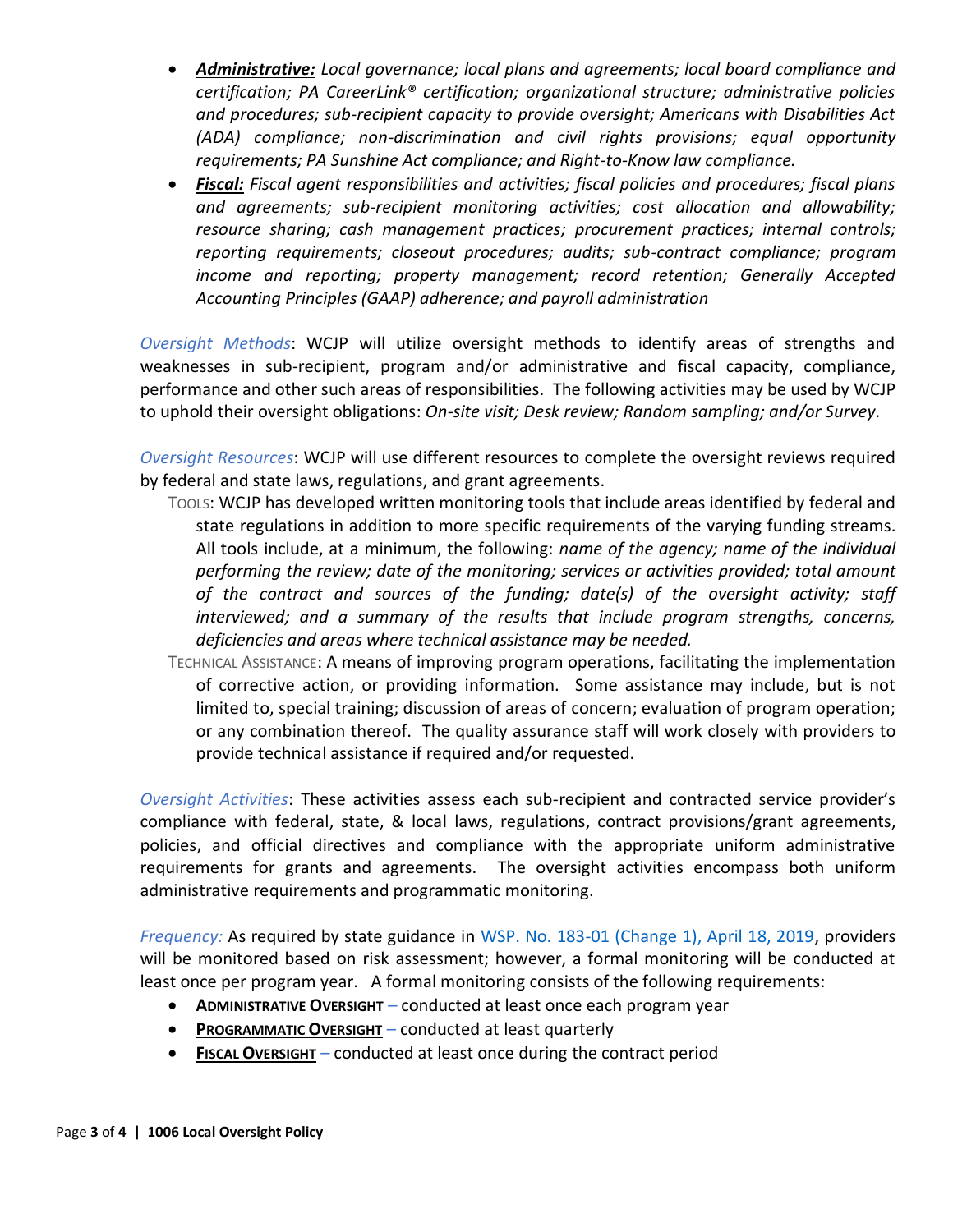- ***Administrative:*** *Local governance; local plans and agreements; local board compliance and certification; PA CareerLink® certification; organizational structure; administrative policies and procedures; sub-recipient capacity to provide oversight; Americans with Disabilities Act (ADA) compliance; non-discrimination and civil rights provisions; equal opportunity requirements; PA Sunshine Act compliance; and Right-to-Know law compliance.*
- ***Fiscal:*** *Fiscal agent responsibilities and activities; fiscal policies and procedures; fiscal plans and agreements; sub-recipient monitoring activities; cost allocation and allowability; resource sharing; cash management practices; procurement practices; internal controls; reporting requirements; closeout procedures; audits; sub-contract compliance; program income and reporting; property management; record retention; Generally Accepted Accounting Principles (GAAP) adherence; and payroll administration*

*Oversight Methods*: WCJP will utilize oversight methods to identify areas of strengths and weaknesses in sub-recipient, program and/or administrative and fiscal capacity, compliance, performance and other such areas of responsibilities. The following activities may be used by WCJP to uphold their oversight obligations: *On-site visit; Desk review; Random sampling; and/or Survey.*

*Oversight Resources*: WCJP will use different resources to complete the oversight reviews required by federal and state laws, regulations, and grant agreements.

TOOLS: WCJP has developed written monitoring tools that include areas identified by federal and state regulations in addition to more specific requirements of the varying funding streams. All tools include, at a minimum, the following: *name of the agency; name of the individual performing the review; date of the monitoring; services or activities provided; total amount of the contract and sources of the funding; date(s) of the oversight activity; staff interviewed; and a summary of the results that include program strengths, concerns, deficiencies and areas where technical assistance may be needed.*

TECHNICAL ASSISTANCE: A means of improving program operations, facilitating the implementation of corrective action, or providing information. Some assistance may include, but is not limited to, special training; discussion of areas of concern; evaluation of program operation; or any combination thereof. The quality assurance staff will work closely with providers to provide technical assistance if required and/or requested.

*Oversight Activities*: These activities assess each sub-recipient and contracted service provider's compliance with federal, state, & local laws, regulations, contract provisions/grant agreements, policies, and official directives and compliance with the appropriate uniform administrative requirements for grants and agreements. The oversight activities encompass both uniform administrative requirements and programmatic monitoring.

*Frequency:* As required by state guidance in WSP. No. 183-01 (Change 1), April 18, 2019, providers will be monitored based on risk assessment; however, a formal monitoring will be conducted at least once per program year. A formal monitoring consists of the following requirements:

- **ADMINISTRATIVE OVERSIGHT** – conducted at least once each program year
- **PROGRAMMATIC OVERSIGHT** – conducted at least quarterly
- **FISCAL OVERSIGHT** – conducted at least once during the contract period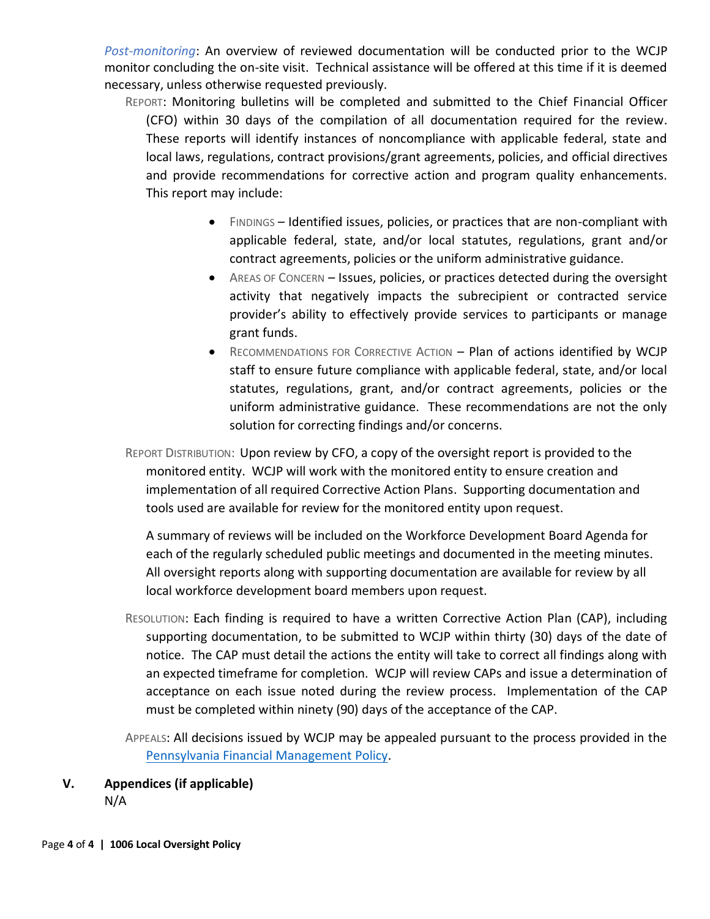*Post-monitoring*: An overview of reviewed documentation will be conducted prior to the WCJP monitor concluding the on-site visit. Technical assistance will be offered at this time if it is deemed necessary, unless otherwise requested previously.

REPORT: Monitoring bulletins will be completed and submitted to the Chief Financial Officer (CFO) within 30 days of the compilation of all documentation required for the review. These reports will identify instances of noncompliance with applicable federal, state and local laws, regulations, contract provisions/grant agreements, policies, and official directives and provide recommendations for corrective action and program quality enhancements. This report may include:

- FINDINGS – Identified issues, policies, or practices that are non-compliant with applicable federal, state, and/or local statutes, regulations, grant and/or contract agreements, policies or the uniform administrative guidance.
- AREAS OF CONCERN – Issues, policies, or practices detected during the oversight activity that negatively impacts the subrecipient or contracted service provider's ability to effectively provide services to participants or manage grant funds.
- RECOMMENDATIONS FOR CORRECTIVE ACTION – Plan of actions identified by WCJP staff to ensure future compliance with applicable federal, state, and/or local statutes, regulations, grant, and/or contract agreements, policies or the uniform administrative guidance. These recommendations are not the only solution for correcting findings and/or concerns.

REPORT DISTRIBUTION: Upon review by CFO, a copy of the oversight report is provided to the monitored entity. WCJP will work with the monitored entity to ensure creation and implementation of all required Corrective Action Plans. Supporting documentation and tools used are available for review for the monitored entity upon request.

A summary of reviews will be included on the Workforce Development Board Agenda for each of the regularly scheduled public meetings and documented in the meeting minutes. All oversight reports along with supporting documentation are available for review by all local workforce development board members upon request.

RESOLUTION: Each finding is required to have a written Corrective Action Plan (CAP), including supporting documentation, to be submitted to WCJP within thirty (30) days of the date of notice. The CAP must detail the actions the entity will take to correct all findings along with an expected timeframe for completion. WCJP will review CAPs and issue a determination of acceptance on each issue noted during the review process. Implementation of the CAP must be completed within ninety (90) days of the acceptance of the CAP.

APPEALS: All decisions issued by WCJP may be appealed pursuant to the process provided in the Pennsylvania Financial Management Policy.

## V. Appendices (if applicable)

N/A